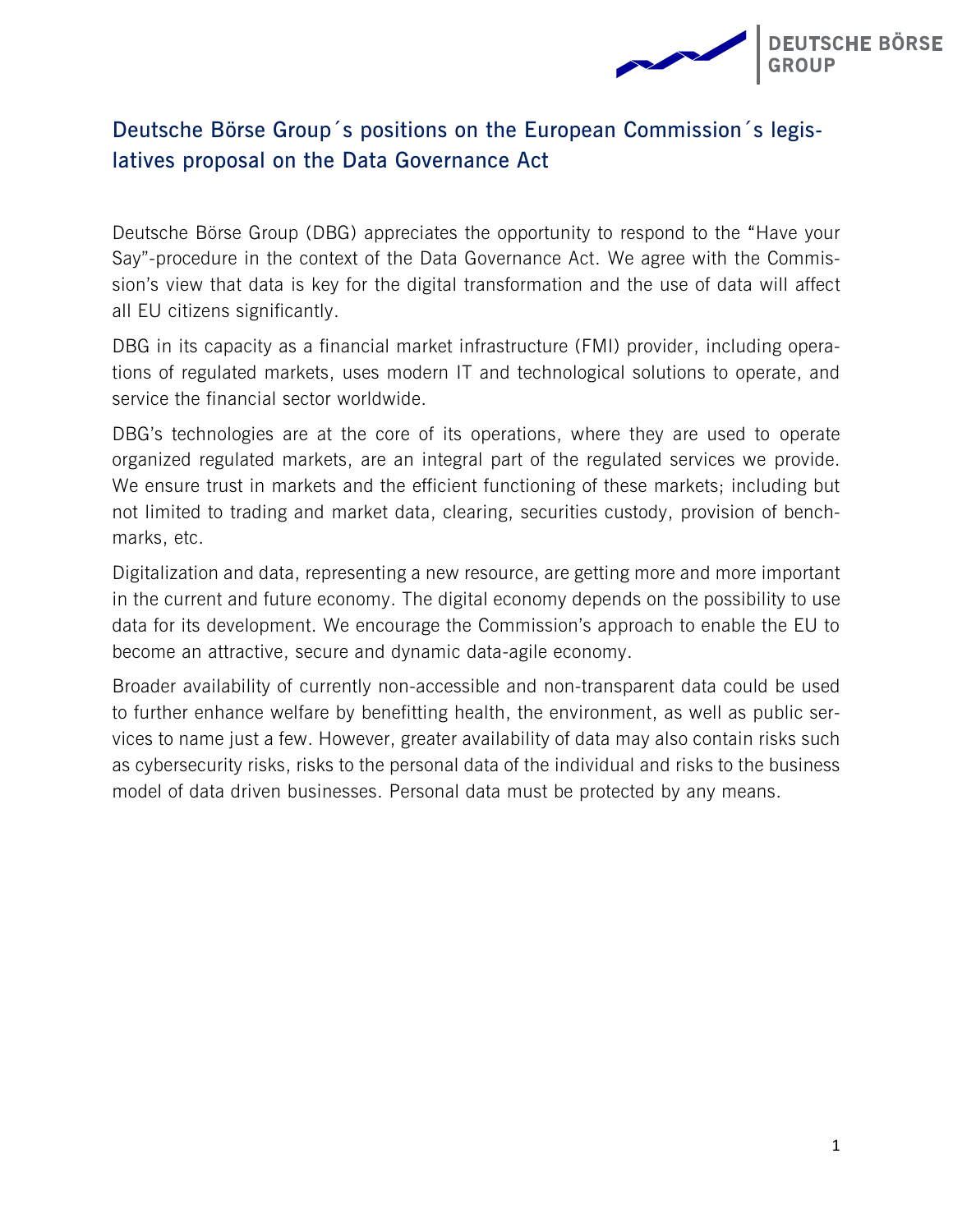# Deutsche Börse Group´s positions on the European Commission´s legislatives proposal on the Data Governance Act

Deutsche Börse Group (DBG) appreciates the opportunity to respond to the "Have your Say"-procedure in the context of the Data Governance Act. We agree with the Commission's view that data is key for the digital transformation and the use of data will affect all EU citizens significantly.

DBG in its capacity as a financial market infrastructure (FMI) provider, including operations of regulated markets, uses modern IT and technological solutions to operate, and service the financial sector worldwide.

DBG's technologies are at the core of its operations, where they are used to operate organized regulated markets, are an integral part of the regulated services we provide. We ensure trust in markets and the efficient functioning of these markets; including but not limited to trading and market data, clearing, securities custody, provision of benchmarks, etc.

Digitalization and data, representing a new resource, are getting more and more important in the current and future economy. The digital economy depends on the possibility to use data for its development. We encourage the Commission's approach to enable the EU to become an attractive, secure and dynamic data-agile economy.

Broader availability of currently non-accessible and non-transparent data could be used to further enhance welfare by benefitting health, the environment, as well as public services to name just a few. However, greater availability of data may also contain risks such as cybersecurity risks, risks to the personal data of the individual and risks to the business model of data driven businesses. Personal data must be protected by any means.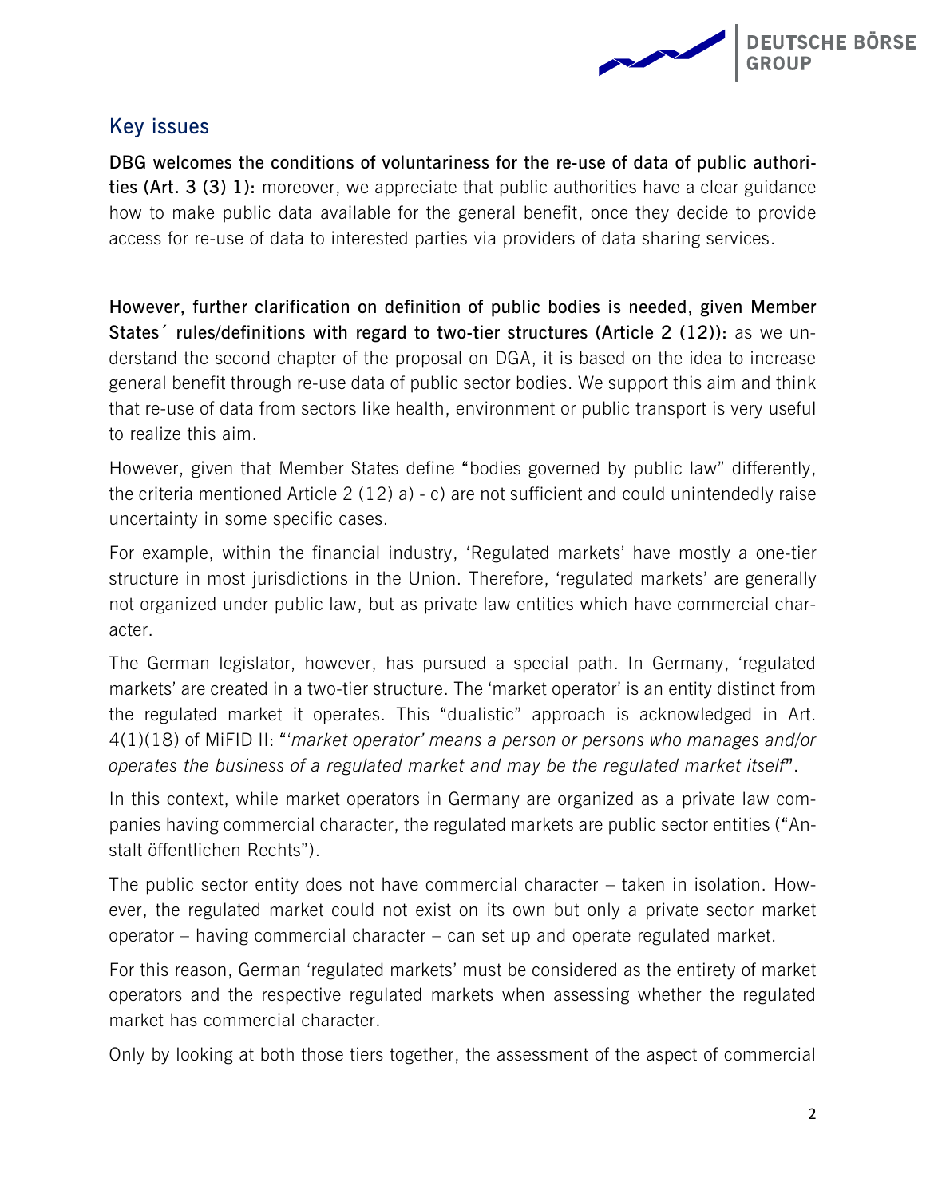## Key issues

**DBG welcomes the conditions of voluntariness for the re-use of data of public authorities (Art. 3 (3) 1):** moreover, we appreciate that public authorities have a clear guidance how to make public data available for the general benefit, once they decide to provide access for re-use of data to interested parties via providers of data sharing services.

**However, further clarification on definition of public bodies is needed, given Member States´ rules/definitions with regard to two-tier structures (Article 2 (12)):** as we understand the second chapter of the proposal on DGA, it is based on the idea to increase general benefit through re-use data of public sector bodies. We support this aim and think that re-use of data from sectors like health, environment or public transport is very useful to realize this aim.

However, given that Member States define "bodies governed by public law" differently, the criteria mentioned Article 2 (12) a) - c) are not sufficient and could unintendedly raise uncertainty in some specific cases.

For example, within the financial industry, 'Regulated markets' have mostly a one-tier structure in most jurisdictions in the Union. Therefore, 'regulated markets' are generally not organized under public law, but as private law entities which have commercial character.

The German legislator, however, has pursued a special path. In Germany, 'regulated markets' are created in a two-tier structure. The 'market operator' is an entity distinct from the regulated market it operates. This "dualistic" approach is acknowledged in Art. 4(1)(18) of MiFID II: "*'market operator' means a person or persons who manages and/or operates the business of a regulated market and may be the regulated market itself*".

In this context, while market operators in Germany are organized as a private law companies having commercial character, the regulated markets are public sector entities ("Anstalt öffentlichen Rechts").

The public sector entity does not have commercial character – taken in isolation. However, the regulated market could not exist on its own but only a private sector market operator – having commercial character – can set up and operate regulated market.

For this reason, German 'regulated markets' must be considered as the entirety of market operators and the respective regulated markets when assessing whether the regulated market has commercial character.

Only by looking at both those tiers together, the assessment of the aspect of commercial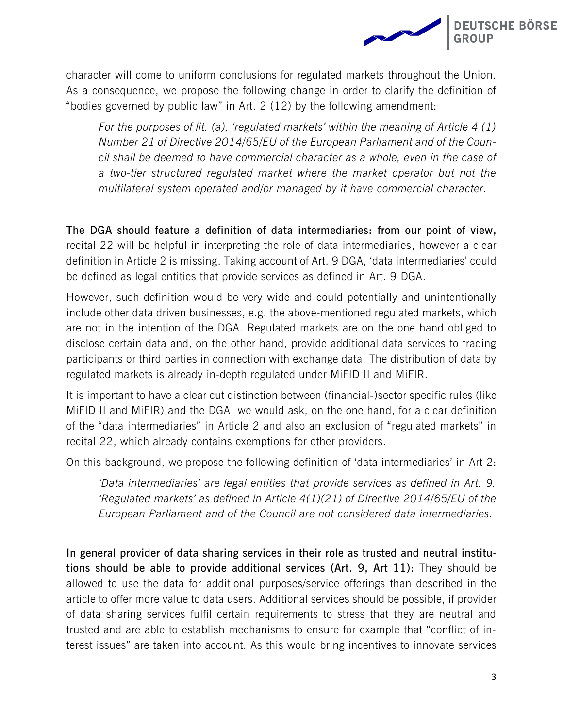character will come to uniform conclusions for regulated markets throughout the Union. As a consequence, we propose the following change in order to clarify the definition of "bodies governed by public law" in Art. 2 (12) by the following amendment:

> *For the purposes of lit. (a), 'regulated markets' within the meaning of Article 4 (1) Number 21 of Directive 2014/65/EU of the European Parliament and of the Council shall be deemed to have commercial character as a whole, even in the case of a two-tier structured regulated market where the market operator but not the multilateral system operated and/or managed by it have commercial character.*

**The DGA should feature a definition of data intermediaries: from our point of view,** recital 22 will be helpful in interpreting the role of data intermediaries, however a clear definition in Article 2 is missing. Taking account of Art. 9 DGA, 'data intermediaries' could be defined as legal entities that provide services as defined in Art. 9 DGA.

However, such definition would be very wide and could potentially and unintentionally include other data driven businesses, e.g. the above-mentioned regulated markets, which are not in the intention of the DGA. Regulated markets are on the one hand obliged to disclose certain data and, on the other hand, provide additional data services to trading participants or third parties in connection with exchange data. The distribution of data by regulated markets is already in-depth regulated under MiFID II and MiFIR.

It is important to have a clear cut distinction between (financial-)sector specific rules (like MiFID II and MiFIR) and the DGA, we would ask, on the one hand, for a clear definition of the "data intermediaries" in Article 2 and also an exclusion of "regulated markets" in recital 22, which already contains exemptions for other providers.

On this background, we propose the following definition of 'data intermediaries' in Art 2:

> *'Data intermediaries' are legal entities that provide services as defined in Art. 9. 'Regulated markets' as defined in Article 4(1)(21) of Directive 2014/65/EU of the European Parliament and of the Council are not considered data intermediaries.*

**In general provider of data sharing services in their role as trusted and neutral institutions should be able to provide additional services (Art. 9, Art 11):** They should be allowed to use the data for additional purposes/service offerings than described in the article to offer more value to data users. Additional services should be possible, if provider of data sharing services fulfil certain requirements to stress that they are neutral and trusted and are able to establish mechanisms to ensure for example that "conflict of interest issues" are taken into account. As this would bring incentives to innovate services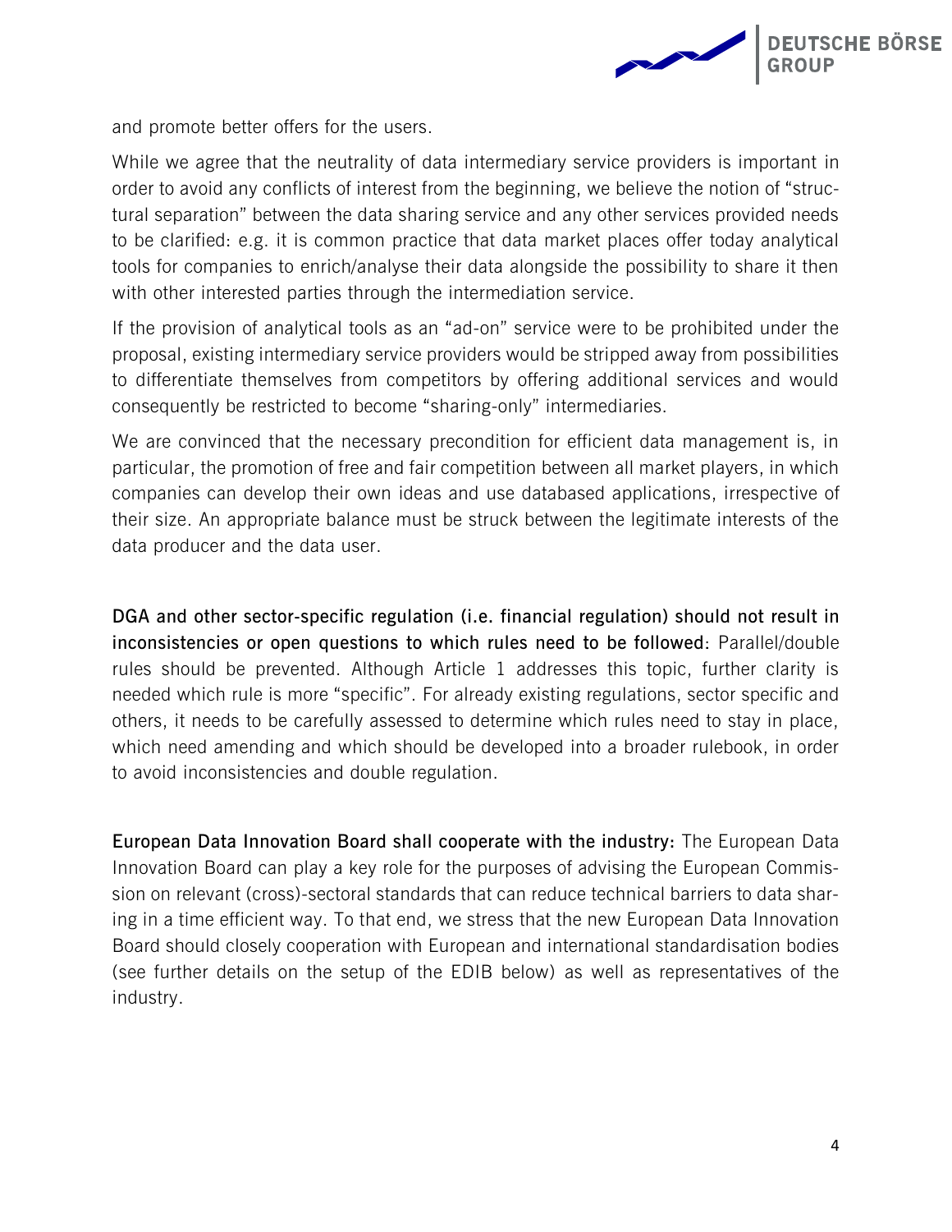and promote better offers for the users.

While we agree that the neutrality of data intermediary service providers is important in order to avoid any conflicts of interest from the beginning, we believe the notion of "structural separation" between the data sharing service and any other services provided needs to be clarified: e.g. it is common practice that data market places offer today analytical tools for companies to enrich/analyse their data alongside the possibility to share it then with other interested parties through the intermediation service.

If the provision of analytical tools as an "ad-on" service were to be prohibited under the proposal, existing intermediary service providers would be stripped away from possibilities to differentiate themselves from competitors by offering additional services and would consequently be restricted to become "sharing-only" intermediaries.

We are convinced that the necessary precondition for efficient data management is, in particular, the promotion of free and fair competition between all market players, in which companies can develop their own ideas and use databased applications, irrespective of their size. An appropriate balance must be struck between the legitimate interests of the data producer and the data user.

**DGA and other sector-specific regulation (i.e. financial regulation) should not result in inconsistencies or open questions to which rules need to be followed**: Parallel/double rules should be prevented. Although Article 1 addresses this topic, further clarity is needed which rule is more "specific". For already existing regulations, sector specific and others, it needs to be carefully assessed to determine which rules need to stay in place, which need amending and which should be developed into a broader rulebook, in order to avoid inconsistencies and double regulation.

**European Data Innovation Board shall cooperate with the industry:** The European Data Innovation Board can play a key role for the purposes of advising the European Commission on relevant (cross)-sectoral standards that can reduce technical barriers to data sharing in a time efficient way. To that end, we stress that the new European Data Innovation Board should closely cooperation with European and international standardisation bodies (see further details on the setup of the EDIB below) as well as representatives of the industry.